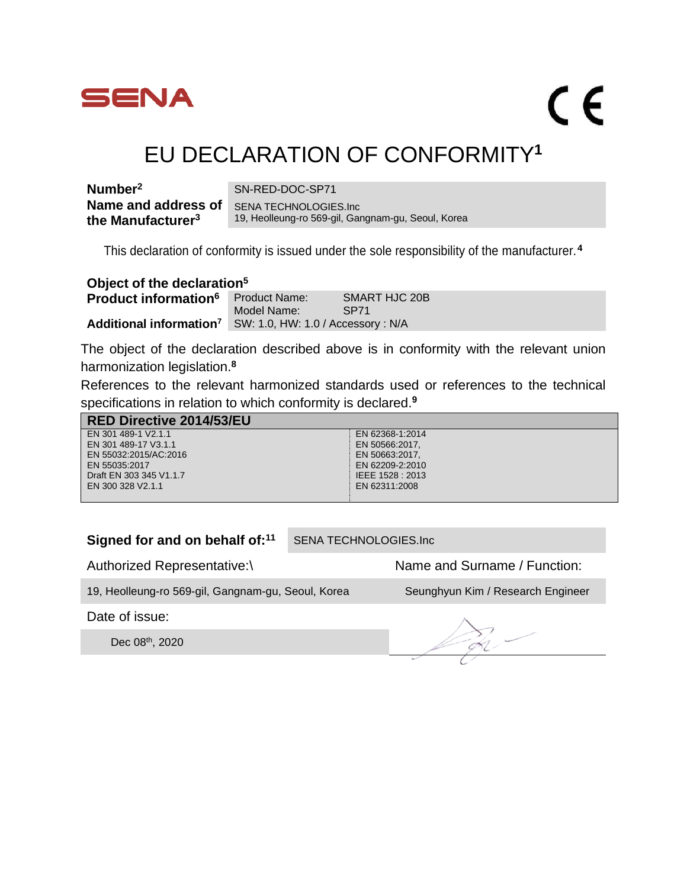SENA

CE

# EU DECLARATION OF CONFORMITY[1]

| | |
|---|---|
| **Number[2]** | SN-RED-DOC-SP71 |
| **Name and address of the Manufacturer[3]** | SENA TECHNOLOGIES.Inc<br>19, Heolleung-ro 569-gil, Gangnam-gu, Seoul, Korea |

This declaration of conformity is issued under the sole responsibility of the manufacturer.[4]

**Object of the declaration[5]**

| | | |
|---|---|---|
| **Product information[6]** | Product Name: | SMART HJC 20B |
| | Model Name: | SP71 |
| **Additional information[7]** | SW: 1.0, HW: 1.0 / Accessory : N/A | |

The object of the declaration described above is in conformity with the relevant union harmonization legislation.[8]

References to the relevant harmonized standards used or references to the technical specifications in relation to which conformity is declared.[9]

| **RED Directive 2014/53/EU** | |
|---|---|
| EN 301 489-1 V2.1.1 | EN 62368-1:2014 |
| EN 301 489-17 V3.1.1 | EN 50566:2017, |
| EN 55032:2015/AC:2016 | EN 50663:2017, |
| EN 55035:2017 | EN 62209-2:2010 |
| Draft EN 303 345 V1.1.7 | IEEE 1528 : 2013 |
| EN 300 328 V2.1.1 | EN 62311:2008 |

| | |
|---|---|
| **Signed for and on behalf of:[11]** | SENA TECHNOLOGIES.Inc |
| Authorized Representative:\ | Name and Surname / Function: |
| 19, Heolleung-ro 569-gil, Gangnam-gu, Seoul, Korea | Seunghyun Kim / Research Engineer |
| Date of issue: | |
| Dec 08th, 2020 | |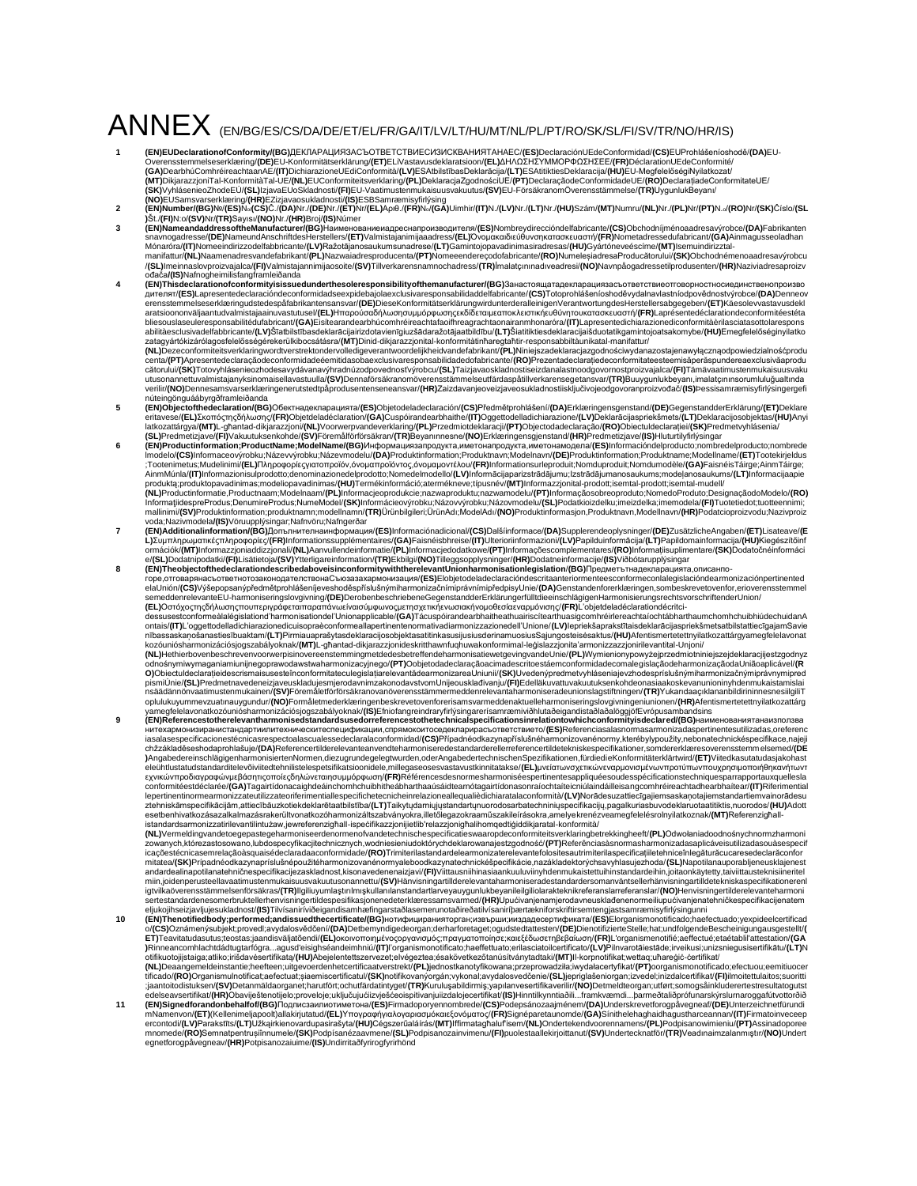# ANNEX (EN/BG/ES/CS/DA/DE/ET/EL/FR/GA/IT/LV/LT/HU/MT/NL/PL/PT/RO/SK/SL/FI/SV/TR/NO/HR/IS)

**1** **(EN)EUDeclarationofConformity/(BG)**ДЕКЛАРАЦИЯЗАСЪОТВЕТСТВИЕСИЗИСКВАНИЯТАНАЕС/**(ES)**DeclaraciónUEdeConformidad/**(CS)**EUProhlášeníoshodě/**(DA)**EU-Overensstemmelseserklæring/**(DE)**EU-Konformitätserklärung/**(ET)**ELiVastavusdeklaratsioon/**(EL)**ΔΗΛΩΣΗΣΥΜΜΟΡΦΩΣΗΣΕΕ/**(FR)**DéclarationUEdeConformité/**(GA)**DearbhúComhréireachtaanAE/**(IT)**DichiarazioneUEdiConformità/**(LV)**ESAtbilstībasDeklarācija/**(LT)**ESAtitiktiesDeklaracija/**(HU)**EU-MegfelelőségiNyilatkozat/**(MT)**DikjarazzjoniTal-KonformitàTal-UE/**(NL)**EUConformiteitsverklaring/**(PL)**DeklaracjaZgodnościUE/**(PT)**DeclaraçãodeConformidadeUE/**(RO)**DeclarațiadeConformitateUE/**(SK)**VyhlásenieoZhodeEÚ/**(SL)**IzjavaEUoSkladnosti/**(FI)**EU-Vaatimustenmukaisuusvakuutus/**(SV)**EU-Försäkranommöverensstämmelse/**(TR)**UygunlukBeyanı/**(NO)**EUSamsvarserklæring/**(HR)**EZizjavaosukladnosti/**(IS)**ESBSamræmisyfirlýsing

**2** **(EN)Number/(BG)**№/**(ES)**Nº/**(CS)**Č./**(DA)**Nr./**(DE)**Nr./**(ET)**Nr/**(EL)**Αριθ./**(FR)**N°/**(GA)**Uimhir/**(IT)**N./**(LV)**Nr./**(LT)**Nr./**(HU)**Szám/**(MT)**Numru/**(NL)**Nr./**(PL)**Nr/**(PT)**N.º/**(RO)**Nr/**(SK)**Číslo/**(SL)**Št./**(FI)**N:o/**(SV)**Nr/**(TR)**Sayısı/**(NO)**Nr./**(HR)**Broj/**(IS)**Númer

**3** **(EN)NameandaddressoftheManufacturer/(BG)**Наименованиеиадреснапроизводителя/**(ES)**Nombreydireccióndelfabricante/**(CS)**Obchodníjménoaadresavýrobce/**(DA)**Fabrikantensnavnogadresse/**(DE)**NameundAnschriftdesHerstellers/**(ET)**Valmistajanimijaaadress/**(EL)**Όνομακαιδιεύθυνσηκατασκευαστή/**(FR)**Nometadressedufabricant/**(GA)**Ainmagusseoladhan Mónaróra/**(IT)**Nomeeindirizzodelfabbricante/**(LV)**Ražotājanosaukumsunadrese/**(LT)**Gamintojopavadinimasiradresas/**(HU)**Gyártóneveéscíme/**(MT)**Isemuindirizztal-manifattur/**(NL)**Naamenadresvandefabrikant/**(PL)**Nazwaiadresproducenta/**(PT)**Nomeeendereçodofabricante/**(RO)**NumeleșiadresaProducătorului/**(SK)**Obchodnémenoaadresavýrobcu/**(SL)**Imeinnaslovproizvajalca/**(FI)**Valmistajannimijaosoite/**(SV)**Tillverkarensnamnochadress/**(TR)**İmalatçınınadıveadresi/**(NO)**Navnpådagadressetilprodusenten/**(HR)**Naziviadresaproizvođača/**(IS)**Nafnogheimilisfangframleiðanda

**4** **(EN)ThisdeclarationofconformityisissuedunderthesoleresponsibilityoftheManufacturer/(BG)**Занастоящатадекларациязасъответствиеотговорностноседиинственопроизводителят/**(ES)**Lapresentedeclaracióndeconformidadseexpidebajolaexclusivaresponsabilidaddelfabricante/**(CS)**Totoprohlášeníoshoděvydalnavlastníodpovědnostvýrobce/**(DA)**Denneoverensstemmelseserklæringudstedespåfabrikantensansvar/**(DE)**DieseKonformitätserklärungwirdunterderalleinigenVerantwortungdesHerstellersabgegeben/**(ET)**Käesolevvastavusdeklaratsiooonväljaantudvalmistajaainuvastutusel/**(EL)**Ηπαρούσαδήλωσησυμμόρφωσηςεκδίδεταιμεαποκλειστικήευθύνητουκατασκευαστή/**(FR)**Laprésentedéclarationdeconformitéestdélivréesouslaseuleresponsabilitédufabricant/**(GA)**Eisítearandearbhúcomhréireachtafaoifhreagrachtaonairanmhonaróra/**(IT)**Lapresentedichiarazionediconformitàèrilasciatasottolaresponsabilitàesclusivadelfabbricante/**(LV)**Šoatbilstībasdeklarācijuizdotavienīgiužņēmējaatbildībā/**(LT)**Šiatitiktiesdeklaracijaišduodatikgamintojoatsakomybe/**(HU)**Emegfelelőséginyilatkozatgyártókizárólagosfelelősségérekerülkibocsátásra/**(MT)**Dinid-dikjarazzjonital-konformitàtinhareġtaħtir-responsabbiltàunikatal-manifattur/**(NL)**Dezeconformiteitsverklaringwordtverstrektonderdevolledigeverantwoordelijkheidvandefabrikant/**(PL)**Niniejszadeklaracjazgodnościwydanazostajenawyłącznąodpowiedzialnośćproducenta/**(PT)**Apresentedeclaraçãodeconformidadeéemitidasobaexclusivaresponsabilidadedofabricante/**(RO)**Prezentadeclarațiedeconformitateesteemisăsubresponsabilitateaexclusivăaproducătorului/**(SK)**Totovyhlásenieozhodesavydávanavýhradnúzodpovednosťvýrobcu/**(SL)**Taizjavaoskladnostiseizdanalastnoodgovornostproizvajalca/**(FI)**Tämävaatimustenmukaisuusvakuutusonannettuvalmistajanyksinomaisellavastuulla/**(SV)**Dennaförsäkranomöverensstämmelseutfärdaspåtillverkarensegetansvar/**(TR)**Buuygunlukbeyanı,imalatçınınsorumluluğualtındaverilir/**(NO)**Dennesamsvarserklæringenerutstedtpåprodusentenseneansvar/**(HR)**Zaizdavanjeovejizjaveosukladnostiisključivojeodgovoranproizvođač/**(IS)**Þessisamræmisyfirlýsingergefinútiáeingönguábyrgðframleiðanda

**5** **(EN)Objectofthedeclaration/(BG)**Обектнадекларацията/**(ES)**Objetodeladeclaración/**(CS)**Předmětprohlášení/**(DA)**Erklæringensgenstand/**(DE)**GegenstandderErklärung/**(ET)**Deklarerit­avese/**(EL)**Σκοπόςτηςδήλωσης/**(FR)**Objetdeladéclaration/**(GA)**Cuspóirandearbhaithe/**(IT)**Oggettodelladichiarazione/**(LV)**Deklarācijaspriekšmets/**(LT)**Deklaracijosobjektas/**(HU)**Anyilatkozattárgya/**(MT)**L-għandadikjarazzjoni/**(NL)**Voorwerpvandeverklaring/**(PL)**Przedmiotdeklaracji/**(PT)**Objectodadeclaração/**(RO)**Obiectuldeclarației/**(SK)**Predmetvyhlásenia/**(SL)**Predmetizjave/**(FI)**Vakuutuksenkohde/**(SV)**Föremålförförsäkran/**(TR)**Beyanınnesne/**(NO)**Erklæringensgjenstand/**(HR)**Predmetizjave/**(IS)**Hluturtilyfirlýsingar

**6** **(EN)Productinformation;ProductName;ModelName/(BG)**Информациязапродукта,иметонапродукта,иметонамодела/**(ES)**Informacióndelproducto;nombredelproducto;nombredelmodelo/**(CS)**Informaceovýrobku;Názevvýrobku;Názevmodelu/**(DA)**Produktinformation;Produktnavn;Modelnavn/**(DE)**Produktinformation;Produktname;Modellname/**(ET)**Tootekirjeldus;Tootenimetus;Mudelinimi/**(EL)**Πληροφορίεςγιατοπροϊόν,όνομαπροϊόντος,όνομαμοντέλου/**(FR)**Informationsurleproduit;Nomduproduit;Nomdumodèle/**(GA)**FaisnéisTáirge;AinmTáirge;AinmMúnla/**(IT)**Informazionisulprodotto;denominazionedelprodotto;Nomedelmodello/**(LV)**Informācijaparizstrādājumu;Izstrādājumanosaukums;modeļanosaukums/**(LT)**Informacijaapieproduktą;produktopavadinimas;modeliopavadinimas/**(HU)**Termékinformáció;terméknéve;típusnév/**(MT)**Informazzjonital-prodott;isemtal-prodott;isemtal-mudell/**(NL)**Productinformatie,Productnaam;Modelnaam/**(PL)**Informacjeoprodukcie;nazwaproduktu;nazwamodelu/**(PT)**Informaçãosobreoproduto;NomedoProduto;DesignaçãodoModelo/**(RO)**InformațiidespreProdus;DenumireProdus;NumeModel/**(SK)**Informácieovýrobku;Názovvýrobku;Názovmodelu/**(SL)**Podatkioizdelku;imeizdelka;imemodela/**(FI)**Tuotetiedot;tuotteennimi;mallinimi/**(SV)**Produktinformation;produktnamn;modellnamn/**(TR)**Ürünbilgileri;ÜrünAdı;ModelAdı/**(NO)**Produktinformasjon,Produktnavn,Modellnavn/**(HR)**Podaciоproizvodu;Nazivproizvoda;Nazivmodela/**(IS)**Vöruupplýsingar;Nafnvöru;Nafngerðar

**7** **(EN)Additionalinformation/(BG)**Допълнителнаинформация/**(ES)**Informaciónadicional/**(CS)**Dalšíinformace/**(DA)**Supplerendeoplysninger/**(DE)**ZusätzlicheAngaben/**(ET)**Lisateave/**(EL)**Συμπληρωματικέςπληροφορίες/**(FR)**Informationssupplémentaires/**(GA)**Faisnéisbhreise/**(IT)**Ulterioriinformazioni/**(LV)**Papildusinformācija/**(LT)**Papildomainformacija/**(HU)**Kiegészítőinformációk/**(MT)**Informazzjoniaddizzjonali/**(NL)**Aanvullendeinformatie/**(PL)**Informacjedodatkowe/**(PT)**Informaçõescomplementares/**(RO)**Informațiisuplimentare/**(SK)**Dodatočnéinformácie/**(SL)**Dodatnipodatki/**(FI)**Lisätietoja/**(SV)**Ytterligareinformation/**(TR)**Ekbilgi/**(NO)**Tilleggsopplysninger/**(HR)**Dodatneinformacije/**(IS)**Viðbótarupplýsingar

**8** **(EN)TheobjectofthedeclarationdescribedaboveisinconformitywiththerelevantUnionharmonisationlegislation/(BG)**Предметътнадекларацията,описанногоре,отговарянасъответнотозаконодателствонаСъюзазахармонизацията/**(ES)**ElobjetodeladeclaracióndescritaanteriormenteesconformeconlalegislacióndearmonizaciónpertinentedelaUnión/**(CS)**VýšepopsanýpředmětprohlášeníjevesshodědpříslušnýmharmonizačnímprávnímpředpisyUnie/**(DA)**GenstandenforerklæringensombeskrevetovenforerioverensstemmelsemeddenrelevanteEU-harmoniseringslovgivning/**(DE)**DerobenbeschriebeneGegenstandderErklärungerfülltdieeinschlägigenHarmonisierungsrechtsvorschriftenderUnion/**(EL)**Οσκόποςτηςδήλωσηςπουπεριγράφεταιπαραπάνωείναισύμφωνοςμετησχετικήενωσιακήνομοθεσίαεναρμόνισης/**(FR)**L'objetdeladéclarationdécritci-dessusestconformeàlalégislationd'harmonisationdel'Unionapplicable/**(GA)**TácuspóirandearbhaitheathuairiscítearthuasigcomhréirlereachtaíochtabharthaumchomhchuibhiúdechuidanAontais/**(IT)**L'oggettodelladichiarazionedicuisopraèconformeallapertinentenormativadiarmonizzazionedell'Unione/**(LV)**IepriekšaprakstītaisdeklarācijaspriekšmetsatbilstattiecīgajamSavienībassaskaņošanastiesībuaktam/**(LT)**PirmiauaprašytasdeklaracijosobjektasatitinkasusijusiuderinamuosiusSąjungosteisėsaktus/**(HU)**Afentismertetettnyilatkozattárgyamegfelelavonatkozóuniósharmonizációsjogszabályoknak/**(MT)**L-għandatal-dikjarazzjonideskrittħawnfuqhuwakonformimal-leġislazzjonita'armonizzazzjonirilevantital-Unjoni/**(NL)**HethierbovenbeschrevenvoorwerpisinovereenstemmingmetdedesbetreffendeharmonisatiewetgevingvandeUnie/**(PL)**Wymienionypowyżejprzedmiotniniejszejdeklaracjijestzgodnyzodnośnymiwymaganiamiunijnegoprawodawstwaharmonizacyjnego/**(PT)**OobjetodadeclaraçãoacimadescritoestáemconformidadecomalegislaçãodeharmonizaçãodaUniãoaplicável/**(RO)**ObiectuldeclarațieidescrismaisusesteînconformitateculegislațiarelevantădearmonizareaUniunii/**(SK)**VyššieuvedenýpredmetvyhlásenieajevzhodesprísluSnýmiharmonizačnýmiprávnymipredpismiÚnie/**(SL)**PredmetnavedeneizjaveusklajeznjimerodavnimzakonodavstvomUnijeousklađivanju/**(FI)**Edelläkuvattuvakuutuksenkohdeonasiaaskoskevanunioninyhdenmukaistamislainsäädännönvaatimustenmukainen/**(SV)**Föremåletförförsäkranovanöverensstämmermeddenrelevantaharmoniseradeunionslagstiftningen/**(TR)**Yukarıdaaçıklananbildirininnesnesiilgiliİoplulukuyummevzuatınauygundur/**(NO)**FormåletmederklæringenbeskrevetovenforerisamsvarmeddenaktuelleharmoniseringslovgivningenieUnionen/**(HR)**Afentismertetettnyilatkozattárgyamegfelelavonatkozóuniósharmonizációsjogszabályoknak/**(IS)**EfniofangreindraryfirlýsingarerisamræmiviðhlutaðeigandistaðlaðalöggjöfEvrópusambandsins

**9** **(EN)Referencestotherelevantharmonisedstandardsusedorreferencestotheotherechnicalspecificationsinrelationtowhichconformityisdeclared/(BG)**Наименованиятанаизползванитехармонизиранистандартиилитехническитеспецификации,спрямокоитоседекларирасъответствието/**(ES)**Referenciasalasnormasarmonizadaspertinentesutilizadas,oreferenciasalasespecificacionestécnicasrespectoalascualessedeclaralaconformidad/**(CS)**Případnéodkazynapříslušnéharmonizovanénormy,kterébylypoužity,nebonatechnickéspecifikace,najejichžzákladěseshodaprohlašuje/**(DA)**Referencertilderelevanteanvendteharmoniseredestandarderellerreferencertildetekniskespecifikationer,somdererklæresoverensstemmelsemed/**(DE)**AngabederinschlägigenharmonisiertenNormen,diezugrundegelegtwurden,oderAngabedertechnischenSpezifikationen,fürdiedieKonformitäterklärtwird/**(ET)**Viitedkasutatudasjakohasteleühtlustatudstandarditelevõiviitedtehnilistelespetsifikatsioonidele,millegaseoesesvastavustkinnitatakse/**(EL)**μνείατωνσχετικώνεναρμονισμένωνπροτύπωνπουχρησιμοποιήθηκανήτωνεχνικώνπροδιαγραφώνμεβάσητιςοποίεςδηλώνεταισυμμόρφωση/**(FR)**Référencesdesnormesharmoniséespertinentesappliquéesoudesspécificationstechniquesparrapportauxquelleslaconformitéestdéclarée/**(GA)**Tagairtídonacaighdeáinchomhchuibhitheábharthaaúsáideannótagairtídonasonraíochtaíteicniúlaindáilleisangcomhréireachtadhearbhaítear/**(IT)**Riferimentialepertinentinormearmonizzateutilizzateoriferimentiallespecifichetecnicheinrelazioneallequalièdichiaratalaconformità/**(LV)**Norādesuzattiecīgajiemsaskaņotajiemstandartiemvainorādesuztehniskāmspecifikācijām,attiecībāuzkurādeklarētaatbilstība/**(LT)**Taikytųdarniųjųstandartųnuorodosarbatechniniųspecifikacijų,pagalkuriasbuvodeklaruotaatitiktis,nuorodos/**(HU)**Adottesetbenhivatkozásazalkalmazásrakerültvonatkozóharmonizáltszabványokra,illetőlegazokraaműszakileírásokra,amelyekrenézveamegfelelésrőlnyilatkoznak/**(MT)**Referenzighall-istandardsarmonizzatirilevantilintużaw,jewreferenzighall-ispeċifikazzjonijietlb'relazzjonighalihomqedtiġiddikjaratal-konformità/**(NL)**Vermeldingvandetoegepasteharmoniseerdenormenofvandetechnischespecificatieswaaropdeconformiteitsverklaringbetrekkingheeft/**(PL)**Odwołaniadoodnośnychnormzharmonizowanych,którezastosowano,lubdospecyfikacjitechnicznych,wodniesieniudoktórychdeklarowanajestzgodność/**(PT)**Referênciasàsnormasharmonizadasaplicáveisutilizadasouàsespecificaçõestécnicasemrelaçãoàsquaisédeclaradaaconformidade/**(RO)**Trimiterilastandardeleamonizaterelevanteutilizatesautrimiterilaspecificațiiletehniceînlegăturăcuceareseeclaraconformitatea/**(SK)**Prípadnéodkazynapríslušnépoužitéharmonizovanénormyaleboodkazynatechnickéšpecifikácie,nazákladektorýchsavyhlasujezhoda/**(SL)**Napotilanaupoabljeneusklajeneststandardealinapotilanatehničnespecifikacijezaskladnost,kisonavedenenaizjavi/**(FI)**Viittausniihinasiaankuuluviinyhdenmukaistettuihinstandardeihin,joitaonkäytetty,taiviittaustekniisiineritelmiin,joidenperusteellavaatimustenmukaisuusvakuutusonannettu/**(SV)**Hänvisningartilldrelevantaharmoniseradestandardersomanväntsellerhänvisningartilldetekniskaspecifikationerenligtvilkaöverensstämmelsenförsäkras/**(TR)**İlgiliuyumlaştırılmışkullanılanstandartlarveyauygunlukbeyanıileilgiliolarakteknikreferanslarreferanslar/**(NO)**HenvisningertilderelevanteharmonisertestandardenesomerbruktellerhenvisningertildespesifikasjoneneddetterklæressamsvarmedI/**(HR)**Upućivanjenamjerodavneusklađenenormeilupućivanjenatehničkespecifikacijenatemeljukojihseizjavljujesukladnost/**(IS)**Tilvísanirívíðeigandisamhæfingarstaðlasemerunotaðireðatilvísanirípaertæknilforskriftirsemtengjastsamræmisyfirlýsingunni

**10** **(EN)Thenotifiedbody;performed;andissuedthecertificate/(BG)**Нотифицираниятоорган;извърши;иииздадесертификата/**(ES)**Elorganismonotificado;haefectuado;yexpideelcertificado/**(CS)**Oznámenýsubjekt;provedl;avydalosvědčení/**(DA)**Detbemyndigedeorgan;derharforetaget;ogudstedtattesten/**(DE)**DienotifizierteStelle;hat;undfolgendeBescheinigungausgestellt/**(ET)**Teavitatudasutus;teostas;jaandisväljatõendi/**(EL)**Οκοινοποιημένοςοργανισμός;πραγματοποίησε;καιεξέδωσετηβεβαίωση/**(FR)**L'organismenotifié;aeffectué;etaétabli/attestation/**(GA)**Rinneancomhlachtdádtugtarfógra...agusd'eisighséandeimhniú/**(IT)**l'organismonotificato;haeffettuato;erilasciatoilcertificato/**(LV)**Pilnvarotāiestāde;irveikusi;unizsniegusisertifikātu/**(LT)**Notifikuotojiįstaiga;atliko;irišdavėsertifikatą/**(HU)**Abejelentettszervezet;elvégezteséskövetkezőtanúsítványtadtaki/**(MT)**Il-korpnotifikat;wettaq;uħareġiċ-ċertifikat/**(NL)**Deaangemeldeinstantie;heefteen;uitgevoerdenhetcertificaatverstrekt/**(PL)**Jednostkanotyfikowana;przeprowadziła;iwydałacertyfikat/**(PT)**Oorganismonotificado;efectuou;eemitiuocertificado/**(RO)**Organismulnotificat;aefectuat;șiaemiscertificatul/**(SK)**Notifikovanýorgán;vykonal;avydalosvedčenie/**(SL)**Jepriglašeniorgan;izvedel;inizdalcertifikat/**(FI)**Ilmoitettulaitos;suoritti;jaantoitodistuksen/**(SV)**Detanmäldaorganet;harutfört;ochutfärdatintyget/**(TR)**Kuruluşabildirmiş;yapılanvesertifikaverilir/**(NO)**Detmeldteorgan;utført;somogsåinkluderertestresultatogutstedelseavsertifikat/**(HR)**Obavješteniotijelo;proveloje;uključujućiizvješćeosispitivanjuizdalojecertifikat/**(IS)**Hinntilkynntiaðili...framkvæmdi...þarmeðtaliðprófunarskýrslurnarogga­fútvottorðið

**11** **(EN)Signedforandonbehalfof/(BG)**Подписзаипоименона/**(ES)**Firmadoporyennombrede/**(CS)**Podepsánozaajménem/**(DA)**Underskrevetforogpåvegneaf/**(DE)**UnterzeichnetfürundimNamenvon/**(ET)**(Kellenimeljapoolt)allakirjutatud/**(EL)**Υπογραφήγιαλογαριασμόκαιεξόνόματος/**(FR)**Signépartetaunomde/**(GA)**Sínithelehaghaidhagustharceannan/**(IT)**Firmatoinveceepercontodi/**(LV)**Parakstīts/**(LT)**Užkąirkienovardupasirašyta/**(HU)**Cégszerűaláírás/**(MT)**Iffirmatagħaluf'isem/**(NL)**Ondertekendvoorennamens/**(PL)**Podpisanowimieniu/**(PT)**Assinadoporeemnomede/**(RO)**Semnatpentrușiînnumele/**(SK)**Podpísanézaavmene/**(SL)**Podpisanozainvimenu/**(FI)**puolestaallekirjoittanut/**(SV)**Undertecknatför/**(TR)**Veadınaimzalanmıştır/**(NO)**Undertegnetforogpåvegneav/**(HR)**Potpisanozaiuime/**(IS)**Undirritaðfyrirogfyrirhönd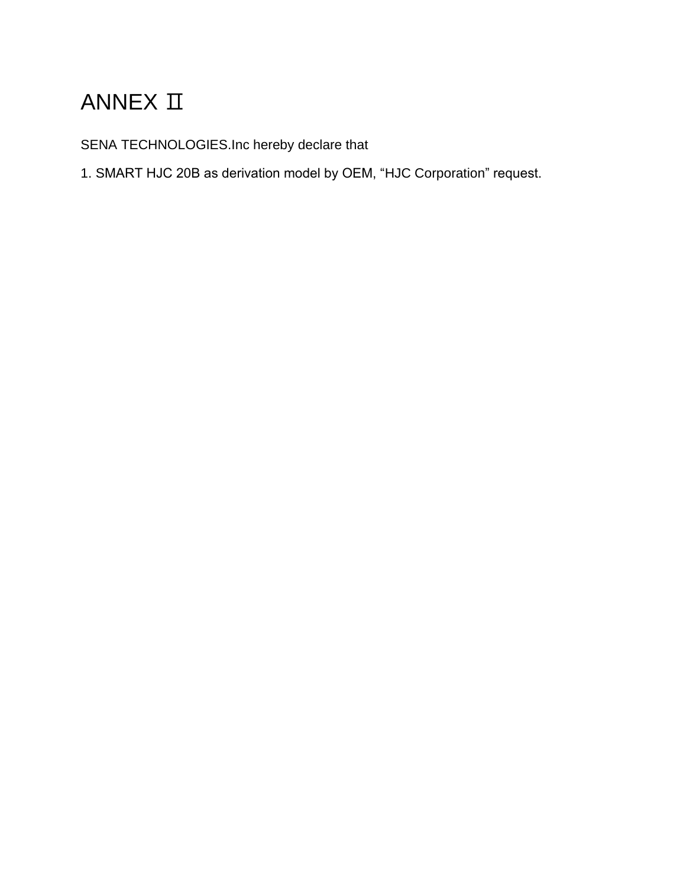# ANNEX Ⅱ

SENA TECHNOLOGIES.Inc hereby declare that

1. SMART HJC 20B as derivation model by OEM, “HJC Corporation” request.